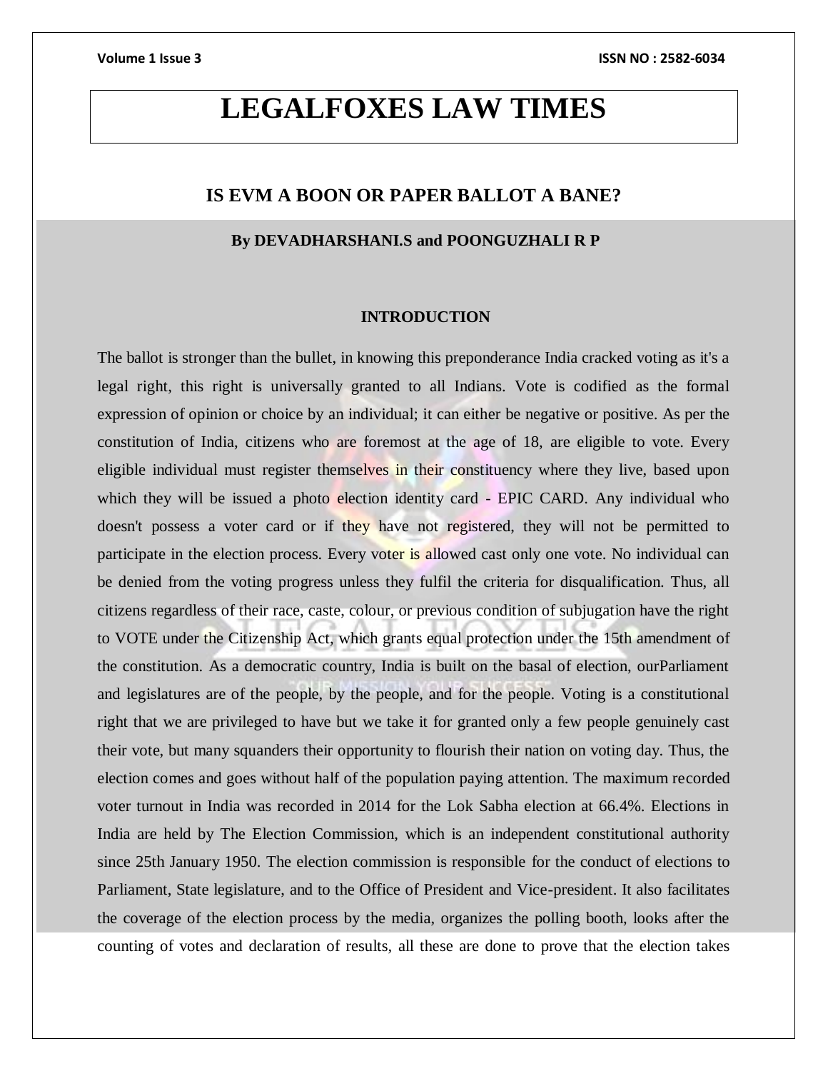# LEGALFOXES LAW TIMES

## IS EVM A BOON OR PAPER BALLOT A BANE?

**By DEVADHARSHANI.S and POONGUZHALI R P**

### INTRODUCTION

The ballot is stronger than the bullet, in knowing this preponderance India cracked voting as it's a legal right, this right is universally granted to all Indians. Vote is codified as the formal expression of opinion or choice by an individual; it can either be negative or positive. As per the constitution of India, citizens who are foremost at the age of 18, are eligible to vote. Every eligible individual must register themselves in their constituency where they live, based upon which they will be issued a photo election identity card - EPIC CARD. Any individual who doesn't possess a voter card or if they have not registered, they will not be permitted to participate in the election process. Every voter is allowed cast only one vote. No individual can be denied from the voting progress unless they fulfil the criteria for disqualification. Thus, all citizens regardless of their race, caste, colour, or previous condition of subjugation have the right to VOTE under the Citizenship Act, which grants equal protection under the 15th amendment of the constitution. As a democratic country, India is built on the basal of election, ourParliament and legislatures are of the people, by the people, and for the people. Voting is a constitutional right that we are privileged to have but we take it for granted only a few people genuinely cast their vote, but many squanders their opportunity to flourish their nation on voting day. Thus, the election comes and goes without half of the population paying attention. The maximum recorded voter turnout in India was recorded in 2014 for the Lok Sabha election at 66.4%. Elections in India are held by The Election Commission, which is an independent constitutional authority since 25th January 1950. The election commission is responsible for the conduct of elections to Parliament, State legislature, and to the Office of President and Vice-president. It also facilitates the coverage of the election process by the media, organizes the polling booth, looks after the counting of votes and declaration of results, all these are done to prove that the election takes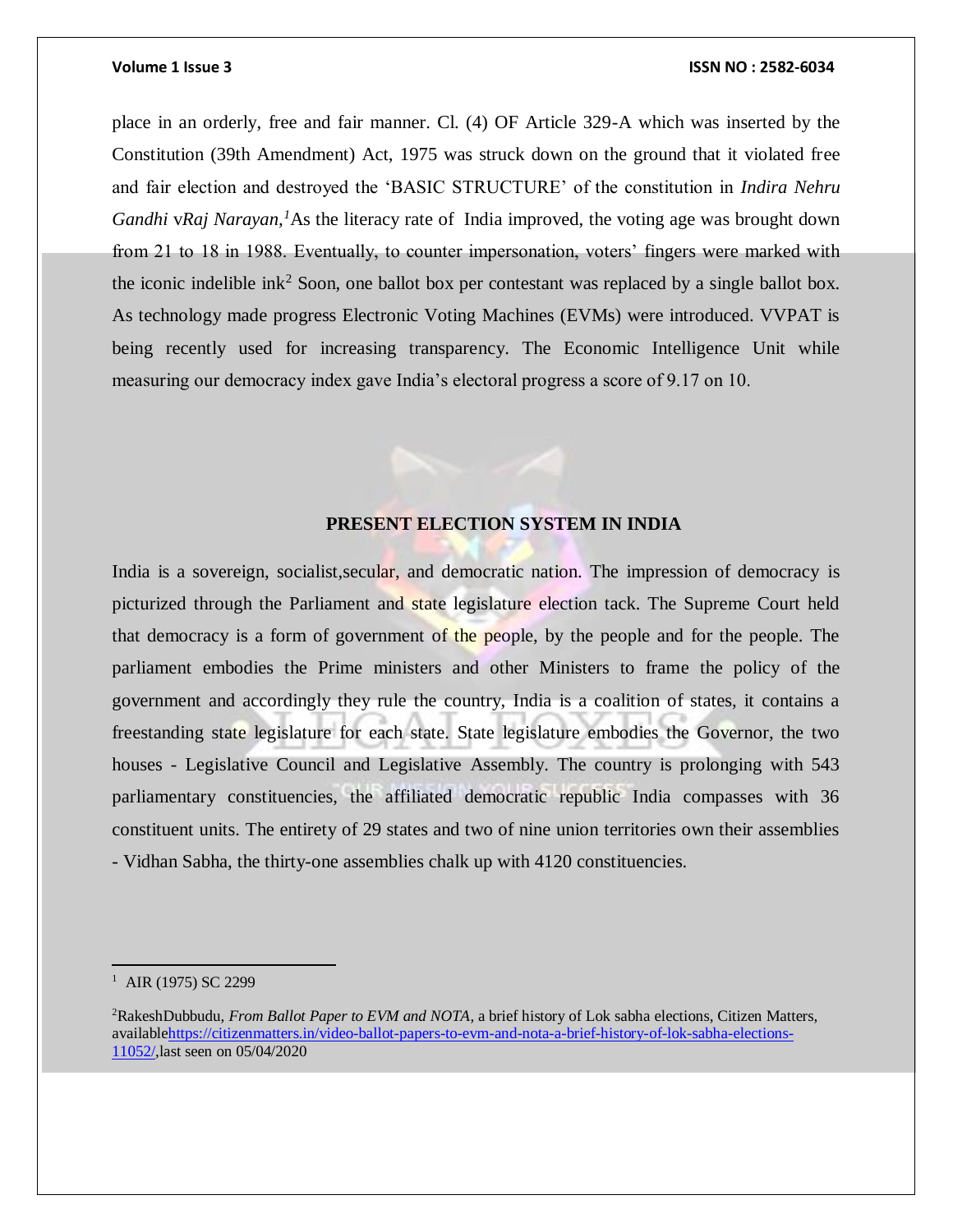place in an orderly, free and fair manner. Cl. (4) OF Article 329-A which was inserted by the Constitution (39th Amendment) Act, 1975 was struck down on the ground that it violated free and fair election and destroyed the 'BASIC STRUCTURE' of the constitution in *Indira Nehru Gandhi* v*Raj Narayan*,[1]As the literacy rate of India improved, the voting age was brought down from 21 to 18 in 1988. Eventually, to counter impersonation, voters' fingers were marked with the iconic indelible ink[2] Soon, one ballot box per contestant was replaced by a single ballot box. As technology made progress Electronic Voting Machines (EVMs) were introduced. VVPAT is being recently used for increasing transparency. The Economic Intelligence Unit while measuring our democracy index gave India's electoral progress a score of 9.17 on 10.

## PRESENT ELECTION SYSTEM IN INDIA

India is a sovereign, socialist,secular, and democratic nation. The impression of democracy is picturized through the Parliament and state legislature election tack. The Supreme Court held that democracy is a form of government of the people, by the people and for the people. The parliament embodies the Prime ministers and other Ministers to frame the policy of the government and accordingly they rule the country, India is a coalition of states, it contains a freestanding state legislature for each state. State legislature embodies the Governor, the two houses - Legislative Council and Legislative Assembly. The country is prolonging with 543 parliamentary constituencies, the affiliated democratic republic India compasses with 36 constituent units. The entirety of 29 states and two of nine union territories own their assemblies - Vidhan Sabha, the thirty-one assemblies chalk up with 4120 constituencies.

---

[1] AIR (1975) SC 2299

[2] RakeshDubbudu, *From Ballot Paper to EVM and NOTA*, a brief history of Lok sabha elections, Citizen Matters, availablehttps://citizenmatters.in/video-ballot-papers-to-evm-and-nota-a-brief-history-of-lok-sabha-elections-11052/,last seen on 05/04/2020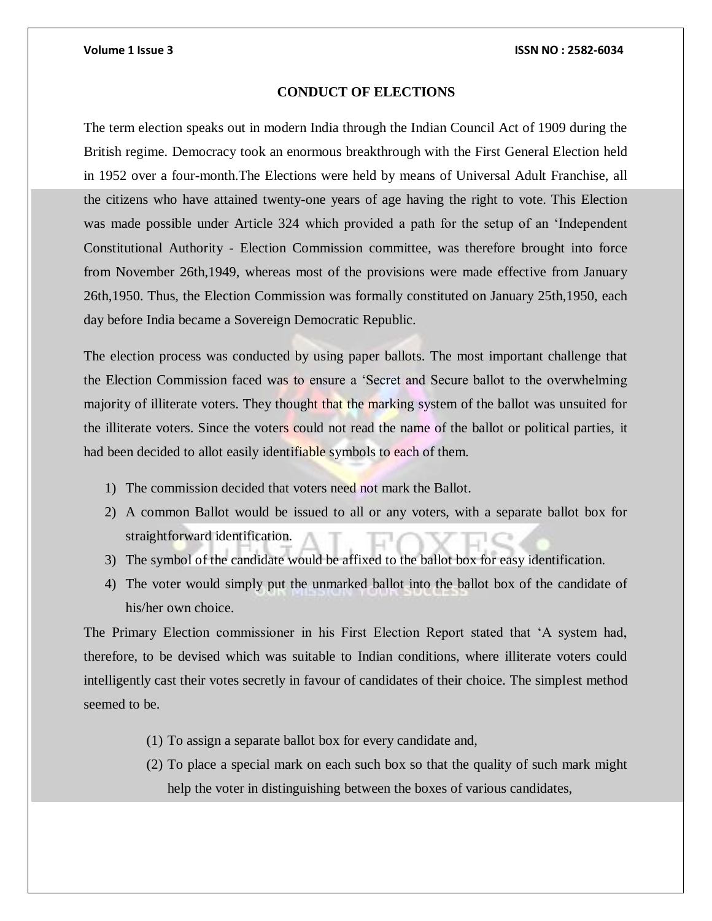## CONDUCT OF ELECTIONS

The term election speaks out in modern India through the Indian Council Act of 1909 during the British regime. Democracy took an enormous breakthrough with the First General Election held in 1952 over a four-month.The Elections were held by means of Universal Adult Franchise, all the citizens who have attained twenty-one years of age having the right to vote. This Election was made possible under Article 324 which provided a path for the setup of an 'Independent Constitutional Authority - Election Commission committee, was therefore brought into force from November 26th,1949, whereas most of the provisions were made effective from January 26th,1950. Thus, the Election Commission was formally constituted on January 25th,1950, each day before India became a Sovereign Democratic Republic.

The election process was conducted by using paper ballots. The most important challenge that the Election Commission faced was to ensure a 'Secret and Secure ballot to the overwhelming majority of illiterate voters. They thought that the marking system of the ballot was unsuited for the illiterate voters. Since the voters could not read the name of the ballot or political parties, it had been decided to allot easily identifiable symbols to each of them.

1) The commission decided that voters need not mark the Ballot.
2) A common Ballot would be issued to all or any voters, with a separate ballot box for straightforward identification.
3) The symbol of the candidate would be affixed to the ballot box for easy identification.
4) The voter would simply put the unmarked ballot into the ballot box of the candidate of his/her own choice.

The Primary Election commissioner in his First Election Report stated that 'A system had, therefore, to be devised which was suitable to Indian conditions, where illiterate voters could intelligently cast their votes secretly in favour of candidates of their choice. The simplest method seemed to be.

(1) To assign a separate ballot box for every candidate and,
(2) To place a special mark on each such box so that the quality of such mark might help the voter in distinguishing between the boxes of various candidates,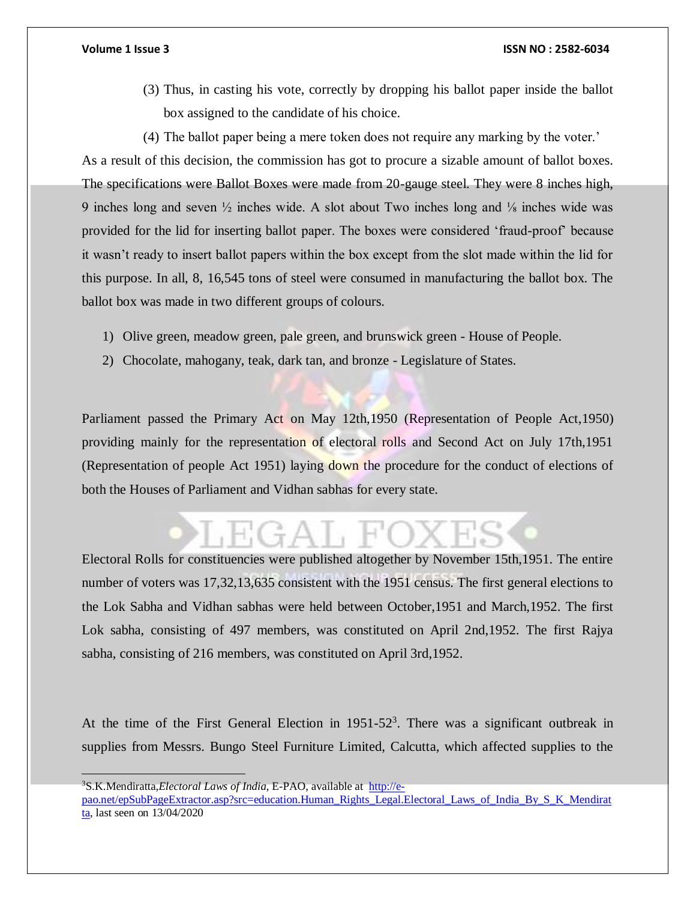(3) Thus, in casting his vote, correctly by dropping his ballot paper inside the ballot box assigned to the candidate of his choice.

(4) The ballot paper being a mere token does not require any marking by the voter.'

As a result of this decision, the commission has got to procure a sizable amount of ballot boxes. The specifications were Ballot Boxes were made from 20-gauge steel. They were 8 inches high, 9 inches long and seven ½ inches wide. A slot about Two inches long and ⅛ inches wide was provided for the lid for inserting ballot paper. The boxes were considered 'fraud-proof' because it wasn't ready to insert ballot papers within the box except from the slot made within the lid for this purpose. In all, 8, 16,545 tons of steel were consumed in manufacturing the ballot box. The ballot box was made in two different groups of colours.

1) Olive green, meadow green, pale green, and brunswick green - House of People.
2) Chocolate, mahogany, teak, dark tan, and bronze - Legislature of States.

Parliament passed the Primary Act on May 12th,1950 (Representation of People Act,1950) providing mainly for the representation of electoral rolls and Second Act on July 17th,1951 (Representation of people Act 1951) laying down the procedure for the conduct of elections of both the Houses of Parliament and Vidhan sabhas for every state.

Electoral Rolls for constituencies were published altogether by November 15th,1951. The entire number of voters was 17,32,13,635 consistent with the 1951 census. The first general elections to the Lok Sabha and Vidhan sabhas were held between October,1951 and March,1952. The first Lok sabha, consisting of 497 members, was constituted on April 2nd,1952. The first Rajya sabha, consisting of 216 members, was constituted on April 3rd,1952.

At the time of the First General Election in 1951-52[3]. There was a significant outbreak in supplies from Messrs. Bungo Steel Furniture Limited, Calcutta, which affected supplies to the

---

[3] S.K.Mendiratta, *Electoral Laws of India*, E-PAO, available at http://e-pao.net/epSubPageExtractor.asp?src=education.Human_Rights_Legal.Electoral_Laws_of_India_By_S_K_Mendiratta, last seen on 13/04/2020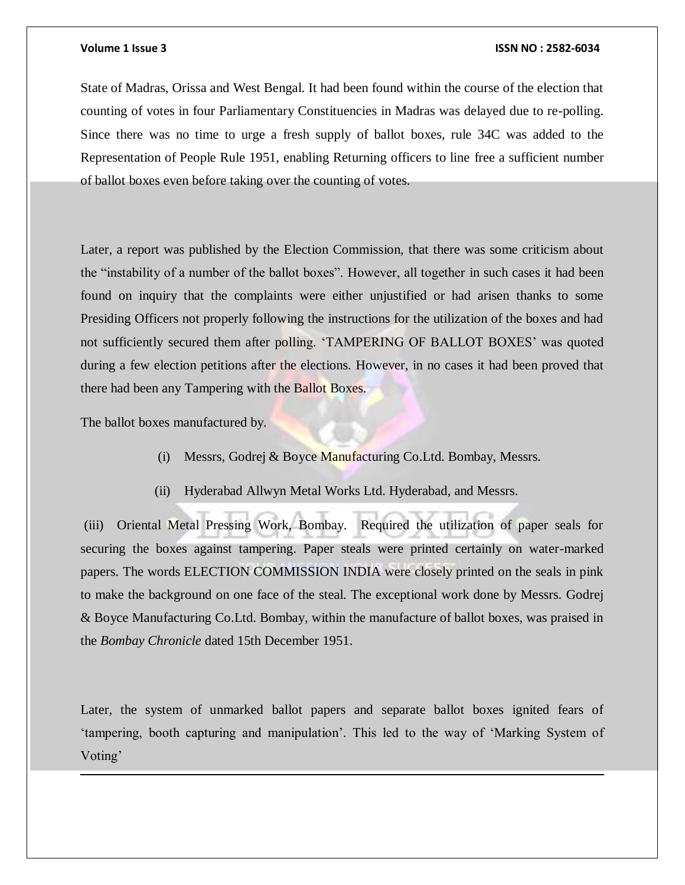State of Madras, Orissa and West Bengal. It had been found within the course of the election that counting of votes in four Parliamentary Constituencies in Madras was delayed due to re-polling. Since there was no time to urge a fresh supply of ballot boxes, rule 34C was added to the Representation of People Rule 1951, enabling Returning officers to line free a sufficient number of ballot boxes even before taking over the counting of votes.

Later, a report was published by the Election Commission, that there was some criticism about the "instability of a number of the ballot boxes". However, all together in such cases it had been found on inquiry that the complaints were either unjustified or had arisen thanks to some Presiding Officers not properly following the instructions for the utilization of the boxes and had not sufficiently secured them after polling. 'TAMPERING OF BALLOT BOXES' was quoted during a few election petitions after the elections. However, in no cases it had been proved that there had been any Tampering with the Ballot Boxes.

The ballot boxes manufactured by.

(i) Messrs, Godrej & Boyce Manufacturing Co.Ltd. Bombay, Messrs.

(ii) Hyderabad Allwyn Metal Works Ltd. Hyderabad, and Messrs.

(iii) Oriental Metal Pressing Work, Bombay. Required the utilization of paper seals for securing the boxes against tampering. Paper steals were printed certainly on water-marked papers. The words ELECTION COMMISSION INDIA were closely printed on the seals in pink to make the background on one face of the steal. The exceptional work done by Messrs. Godrej & Boyce Manufacturing Co.Ltd. Bombay, within the manufacture of ballot boxes, was praised in the *Bombay Chronicle* dated 15th December 1951.

Later, the system of unmarked ballot papers and separate ballot boxes ignited fears of 'tampering, booth capturing and manipulation'. This led to the way of 'Marking System of Voting'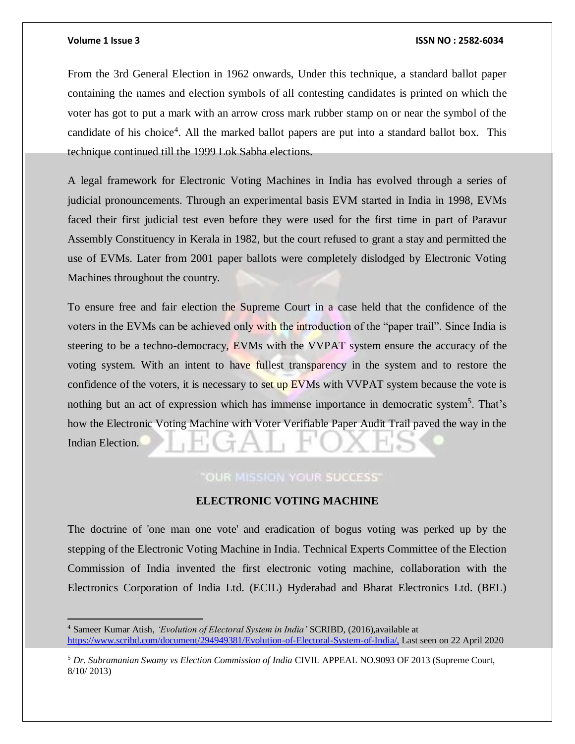From the 3rd General Election in 1962 onwards, Under this technique, a standard ballot paper containing the names and election symbols of all contesting candidates is printed on which the voter has got to put a mark with an arrow cross mark rubber stamp on or near the symbol of the candidate of his choice[4]. All the marked ballot papers are put into a standard ballot box. This technique continued till the 1999 Lok Sabha elections.

A legal framework for Electronic Voting Machines in India has evolved through a series of judicial pronouncements. Through an experimental basis EVM started in India in 1998, EVMs faced their first judicial test even before they were used for the first time in part of Paravur Assembly Constituency in Kerala in 1982, but the court refused to grant a stay and permitted the use of EVMs. Later from 2001 paper ballots were completely dislodged by Electronic Voting Machines throughout the country.

To ensure free and fair election the Supreme Court in a case held that the confidence of the voters in the EVMs can be achieved only with the introduction of the "paper trail". Since India is steering to be a techno-democracy, EVMs with the VVPAT system ensure the accuracy of the voting system. With an intent to have fullest transparency in the system and to restore the confidence of the voters, it is necessary to set up EVMs with VVPAT system because the vote is nothing but an act of expression which has immense importance in democratic system[5]. That's how the Electronic Voting Machine with Voter Verifiable Paper Audit Trail paved the way in the Indian Election.

### ELECTRONIC VOTING MACHINE

The doctrine of 'one man one vote' and eradication of bogus voting was perked up by the stepping of the Electronic Voting Machine in India. Technical Experts Committee of the Election Commission of India invented the first electronic voting machine, collaboration with the Electronics Corporation of India Ltd. (ECIL) Hyderabad and Bharat Electronics Ltd. (BEL)

---

[4] Sameer Kumar Atish, *'Evolution of Electoral System in India'* SCRIBD, (2016),available at https://www.scribd.com/document/294949381/Evolution-of-Electoral-System-of-India/, Last seen on 22 April 2020

[5] *Dr. Subramanian Swamy vs Election Commission of India* CIVIL APPEAL NO.9093 OF 2013 (Supreme Court, 8/10/ 2013)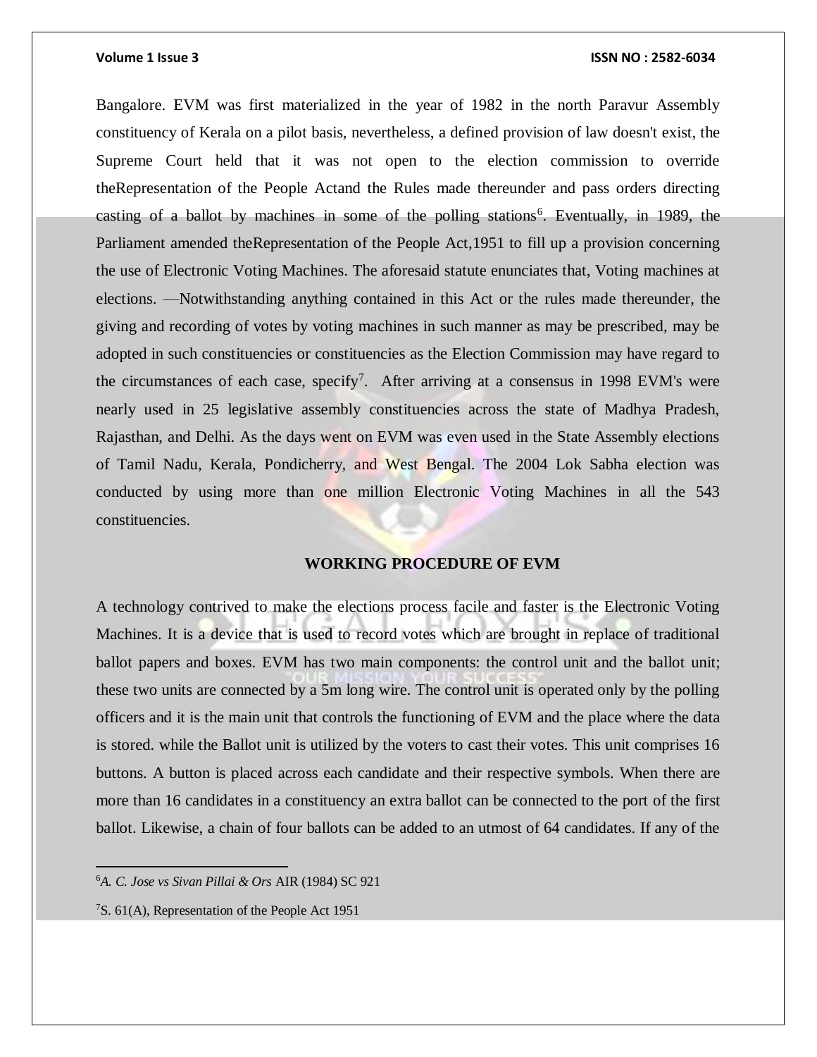Bangalore. EVM was first materialized in the year of 1982 in the north Paravur Assembly constituency of Kerala on a pilot basis, nevertheless, a defined provision of law doesn't exist, the Supreme Court held that it was not open to the election commission to override theRepresentation of the People Actand the Rules made thereunder and pass orders directing casting of a ballot by machines in some of the polling stations[6]. Eventually, in 1989, the Parliament amended theRepresentation of the People Act,1951 to fill up a provision concerning the use of Electronic Voting Machines. The aforesaid statute enunciates that, Voting machines at elections. —Notwithstanding anything contained in this Act or the rules made thereunder, the giving and recording of votes by voting machines in such manner as may be prescribed, may be adopted in such constituencies or constituencies as the Election Commission may have regard to the circumstances of each case, specify[7]. After arriving at a consensus in 1998 EVM's were nearly used in 25 legislative assembly constituencies across the state of Madhya Pradesh, Rajasthan, and Delhi. As the days went on EVM was even used in the State Assembly elections of Tamil Nadu, Kerala, Pondicherry, and West Bengal. The 2004 Lok Sabha election was conducted by using more than one million Electronic Voting Machines in all the 543 constituencies.

## WORKING PROCEDURE OF EVM

A technology contrived to make the elections process facile and faster is the Electronic Voting Machines. It is a device that is used to record votes which are brought in replace of traditional ballot papers and boxes. EVM has two main components: the control unit and the ballot unit; these two units are connected by a 5m long wire. The control unit is operated only by the polling officers and it is the main unit that controls the functioning of EVM and the place where the data is stored. while the Ballot unit is utilized by the voters to cast their votes. This unit comprises 16 buttons. A button is placed across each candidate and their respective symbols. When there are more than 16 candidates in a constituency an extra ballot can be connected to the port of the first ballot. Likewise, a chain of four ballots can be added to an utmost of 64 candidates. If any of the

---

[6] *A. C. Jose vs Sivan Pillai & Ors* AIR (1984) SC 921

[7] S. 61(A), Representation of the People Act 1951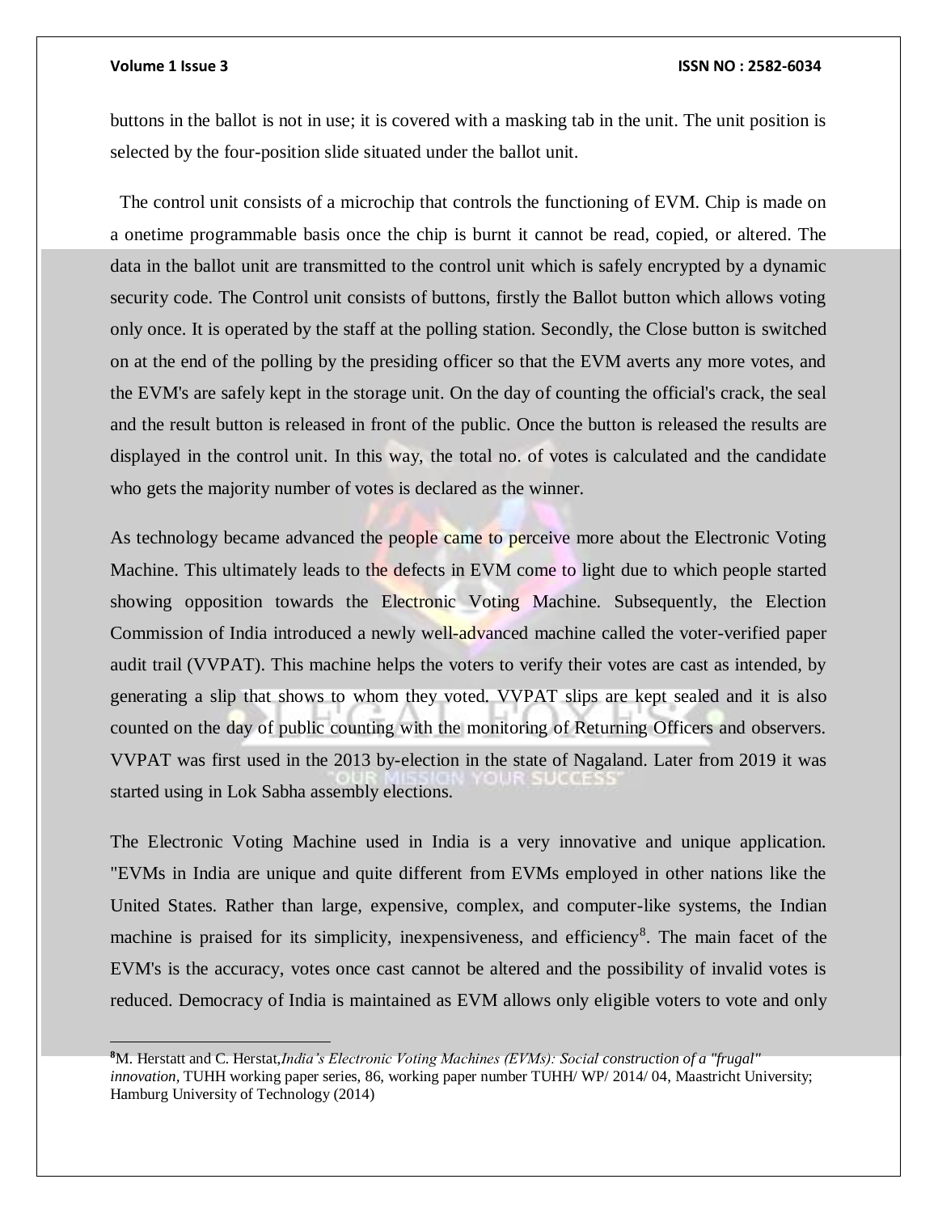buttons in the ballot is not in use; it is covered with a masking tab in the unit. The unit position is selected by the four-position slide situated under the ballot unit.

The control unit consists of a microchip that controls the functioning of EVM. Chip is made on a onetime programmable basis once the chip is burnt it cannot be read, copied, or altered. The data in the ballot unit are transmitted to the control unit which is safely encrypted by a dynamic security code. The Control unit consists of buttons, firstly the Ballot button which allows voting only once. It is operated by the staff at the polling station. Secondly, the Close button is switched on at the end of the polling by the presiding officer so that the EVM averts any more votes, and the EVM's are safely kept in the storage unit. On the day of counting the official's crack, the seal and the result button is released in front of the public. Once the button is released the results are displayed in the control unit. In this way, the total no. of votes is calculated and the candidate who gets the majority number of votes is declared as the winner.

As technology became advanced the people came to perceive more about the Electronic Voting Machine. This ultimately leads to the defects in EVM come to light due to which people started showing opposition towards the Electronic Voting Machine. Subsequently, the Election Commission of India introduced a newly well-advanced machine called the voter-verified paper audit trail (VVPAT). This machine helps the voters to verify their votes are cast as intended, by generating a slip that shows to whom they voted. VVPAT slips are kept sealed and it is also counted on the day of public counting with the monitoring of Returning Officers and observers. VVPAT was first used in the 2013 by-election in the state of Nagaland. Later from 2019 it was started using in Lok Sabha assembly elections.

The Electronic Voting Machine used in India is a very innovative and unique application. "EVMs in India are unique and quite different from EVMs employed in other nations like the United States. Rather than large, expensive, complex, and computer-like systems, the Indian machine is praised for its simplicity, inexpensiveness, and efficiency[8]. The main facet of the EVM's is the accuracy, votes once cast cannot be altered and the possibility of invalid votes is reduced. Democracy of India is maintained as EVM allows only eligible voters to vote and only

---

[8] M. Herstatt and C. Herstat, *India's Electronic Voting Machines (EVMs): Social construction of a "frugal" innovation*, TUHH working paper series, 86, working paper number TUHH/ WP/ 2014/ 04, Maastricht University; Hamburg University of Technology (2014)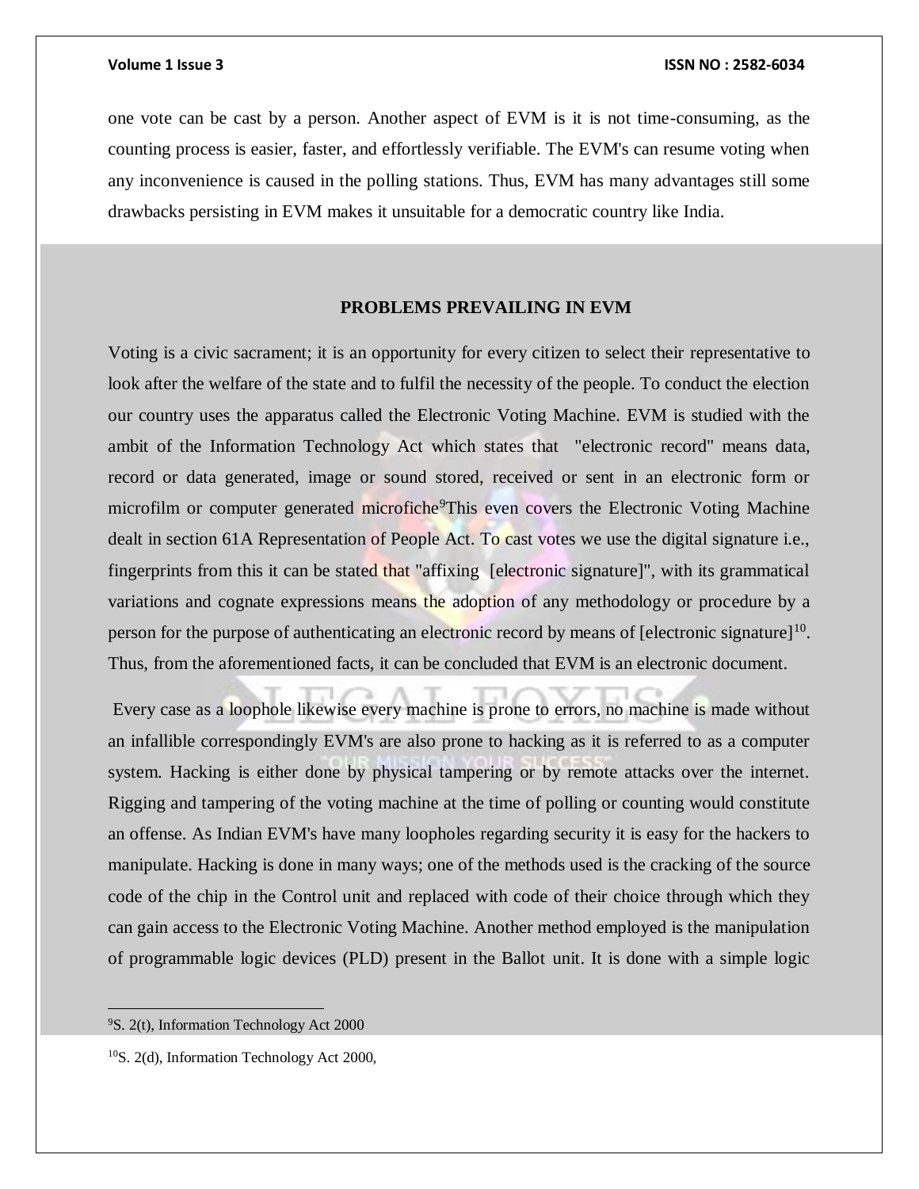one vote can be cast by a person. Another aspect of EVM is it is not time-consuming, as the counting process is easier, faster, and effortlessly verifiable. The EVM's can resume voting when any inconvenience is caused in the polling stations. Thus, EVM has many advantages still some drawbacks persisting in EVM makes it unsuitable for a democratic country like India.

## PROBLEMS PREVAILING IN EVM

Voting is a civic sacrament; it is an opportunity for every citizen to select their representative to look after the welfare of the state and to fulfil the necessity of the people. To conduct the election our country uses the apparatus called the Electronic Voting Machine. EVM is studied with the ambit of the Information Technology Act which states that "electronic record" means data, record or data generated, image or sound stored, received or sent in an electronic form or microfilm or computer generated microfiche[9]This even covers the Electronic Voting Machine dealt in section 61A Representation of People Act. To cast votes we use the digital signature i.e., fingerprints from this it can be stated that "affixing [electronic signature]", with its grammatical variations and cognate expressions means the adoption of any methodology or procedure by a person for the purpose of authenticating an electronic record by means of [electronic signature][10]. Thus, from the aforementioned facts, it can be concluded that EVM is an electronic document.

Every case as a loophole likewise every machine is prone to errors, no machine is made without an infallible correspondingly EVM's are also prone to hacking as it is referred to as a computer system. Hacking is either done by physical tampering or by remote attacks over the internet. Rigging and tampering of the voting machine at the time of polling or counting would constitute an offense. As Indian EVM's have many loopholes regarding security it is easy for the hackers to manipulate. Hacking is done in many ways; one of the methods used is the cracking of the source code of the chip in the Control unit and replaced with code of their choice through which they can gain access to the Electronic Voting Machine. Another method employed is the manipulation of programmable logic devices (PLD) present in the Ballot unit. It is done with a simple logic

---

[9]S. 2(t), Information Technology Act 2000

[10]S. 2(d), Information Technology Act 2000,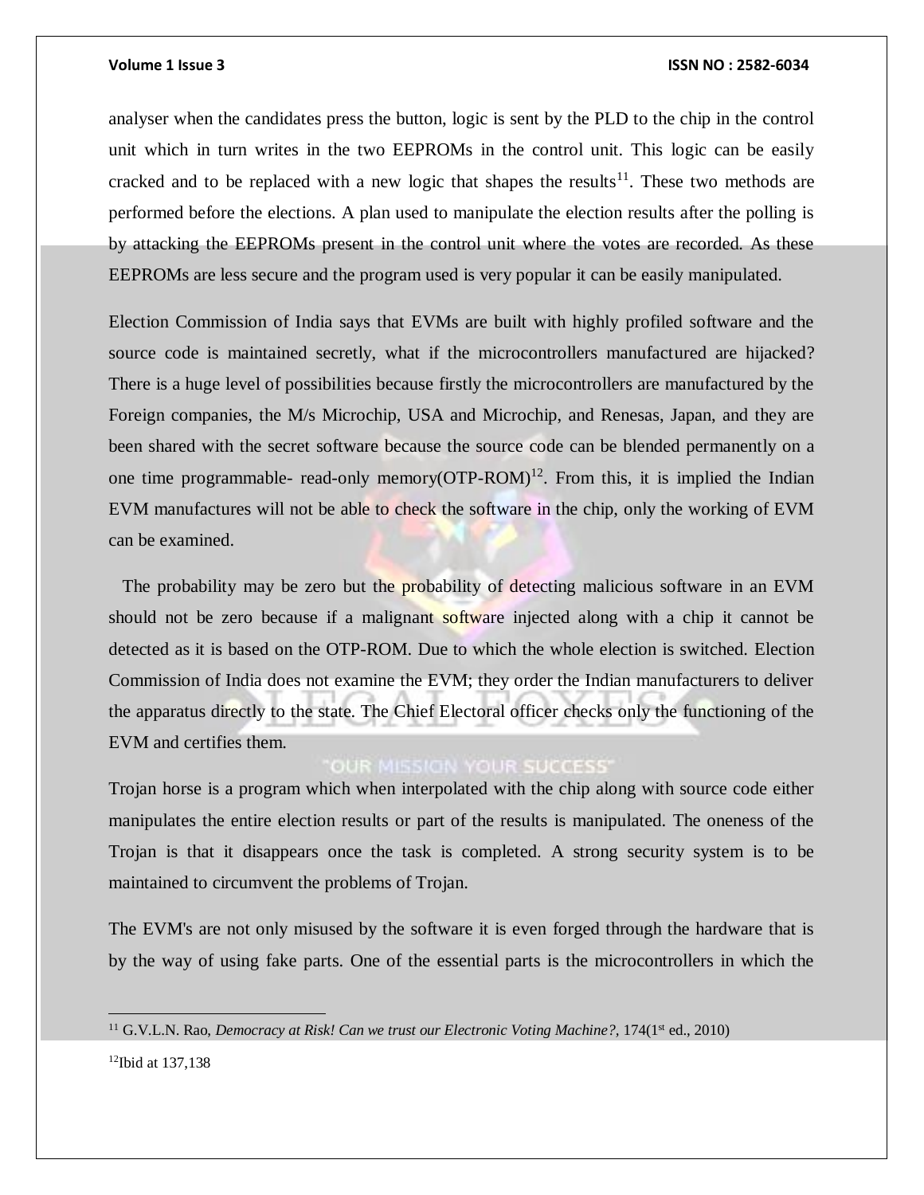analyser when the candidates press the button, logic is sent by the PLD to the chip in the control unit which in turn writes in the two EEPROMs in the control unit. This logic can be easily cracked and to be replaced with a new logic that shapes the results[11]. These two methods are performed before the elections. A plan used to manipulate the election results after the polling is by attacking the EEPROMs present in the control unit where the votes are recorded. As these EEPROMs are less secure and the program used is very popular it can be easily manipulated.

Election Commission of India says that EVMs are built with highly profiled software and the source code is maintained secretly, what if the microcontrollers manufactured are hijacked? There is a huge level of possibilities because firstly the microcontrollers are manufactured by the Foreign companies, the M/s Microchip, USA and Microchip, and Renesas, Japan, and they are been shared with the secret software because the source code can be blended permanently on a one time programmable- read-only memory(OTP-ROM)[12]. From this, it is implied the Indian EVM manufactures will not be able to check the software in the chip, only the working of EVM can be examined.

The probability may be zero but the probability of detecting malicious software in an EVM should not be zero because if a malignant software injected along with a chip it cannot be detected as it is based on the OTP-ROM. Due to which the whole election is switched. Election Commission of India does not examine the EVM; they order the Indian manufacturers to deliver the apparatus directly to the state. The Chief Electoral officer checks only the functioning of the EVM and certifies them.

Trojan horse is a program which when interpolated with the chip along with source code either manipulates the entire election results or part of the results is manipulated. The oneness of the Trojan is that it disappears once the task is completed. A strong security system is to be maintained to circumvent the problems of Trojan.

The EVM's are not only misused by the software it is even forged through the hardware that is by the way of using fake parts. One of the essential parts is the microcontrollers in which the

---

[11] G.V.L.N. Rao, *Democracy at Risk! Can we trust our Electronic Voting Machine?*, 174(1st ed., 2010)

[12] Ibid at 137,138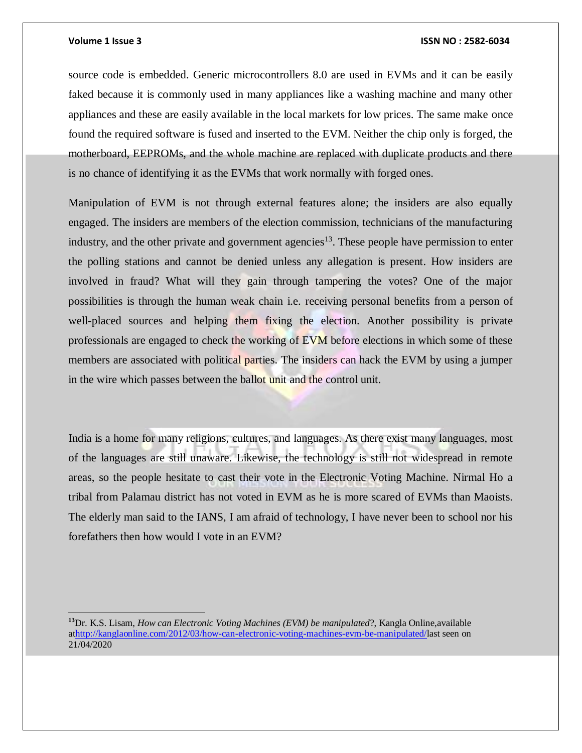source code is embedded. Generic microcontrollers 8.0 are used in EVMs and it can be easily faked because it is commonly used in many appliances like a washing machine and many other appliances and these are easily available in the local markets for low prices. The same make once found the required software is fused and inserted to the EVM. Neither the chip only is forged, the motherboard, EEPROMs, and the whole machine are replaced with duplicate products and there is no chance of identifying it as the EVMs that work normally with forged ones.

Manipulation of EVM is not through external features alone; the insiders are also equally engaged. The insiders are members of the election commission, technicians of the manufacturing industry, and the other private and government agencies[13]. These people have permission to enter the polling stations and cannot be denied unless any allegation is present. How insiders are involved in fraud? What will they gain through tampering the votes? One of the major possibilities is through the human weak chain i.e. receiving personal benefits from a person of well-placed sources and helping them fixing the election. Another possibility is private professionals are engaged to check the working of EVM before elections in which some of these members are associated with political parties. The insiders can hack the EVM by using a jumper in the wire which passes between the ballot unit and the control unit.

India is a home for many religions, cultures, and languages. As there exist many languages, most of the languages are still unaware. Likewise, the technology is still not widespread in remote areas, so the people hesitate to cast their vote in the Electronic Voting Machine. Nirmal Ho a tribal from Palamau district has not voted in EVM as he is more scared of EVMs than Maoists. The elderly man said to the IANS, I am afraid of technology, I have never been to school nor his forefathers then how would I vote in an EVM?

---

[13] Dr. K.S. Lisam, *How can Electronic Voting Machines (EVM) be manipulated*?, Kangla Online,available athttp://kanglaonline.com/2012/03/how-can-electronic-voting-machines-evm-be-manipulated/last seen on 21/04/2020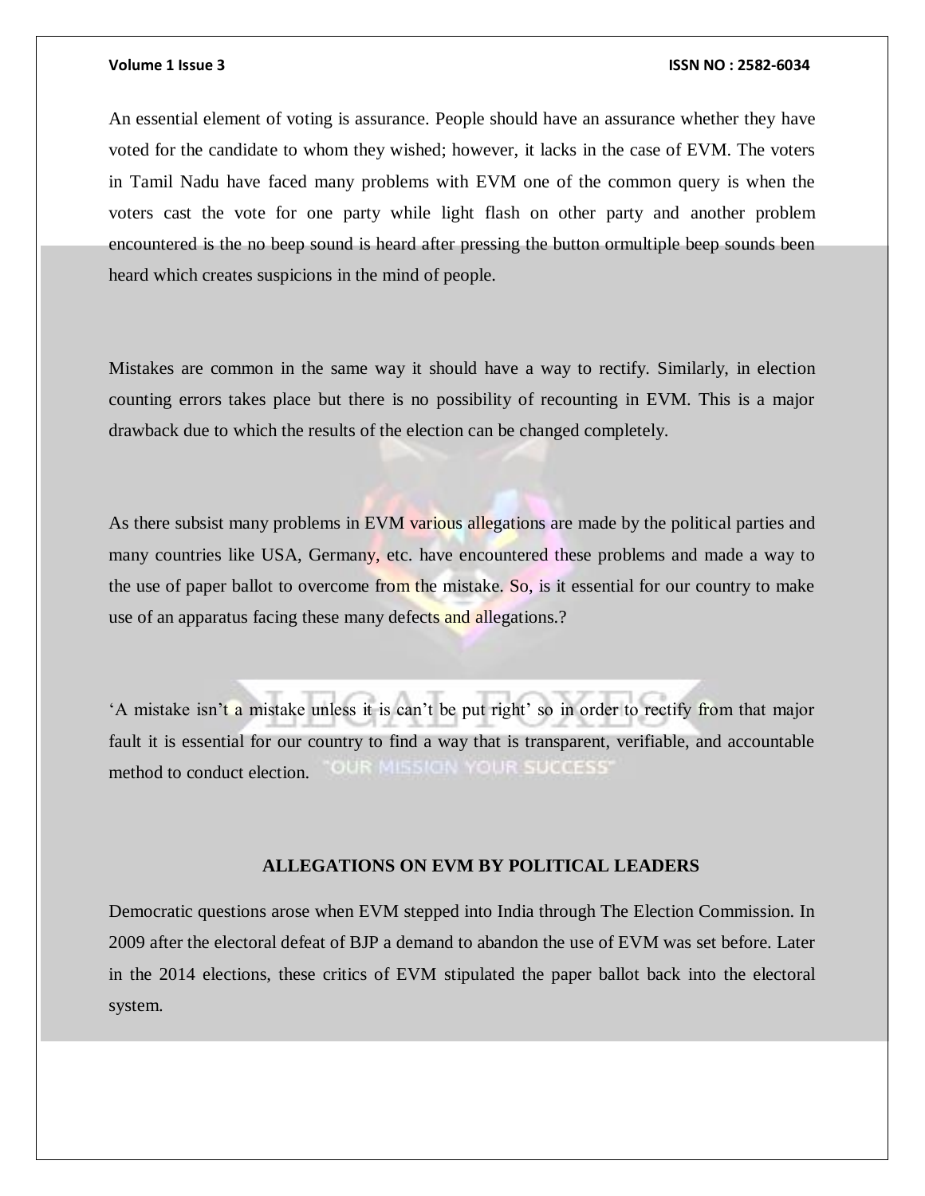An essential element of voting is assurance. People should have an assurance whether they have voted for the candidate to whom they wished; however, it lacks in the case of EVM. The voters in Tamil Nadu have faced many problems with EVM one of the common query is when the voters cast the vote for one party while light flash on other party and another problem encountered is the no beep sound is heard after pressing the button ormultiple beep sounds been heard which creates suspicions in the mind of people.

Mistakes are common in the same way it should have a way to rectify. Similarly, in election counting errors takes place but there is no possibility of recounting in EVM. This is a major drawback due to which the results of the election can be changed completely.

As there subsist many problems in EVM various allegations are made by the political parties and many countries like USA, Germany, etc. have encountered these problems and made a way to the use of paper ballot to overcome from the mistake. So, is it essential for our country to make use of an apparatus facing these many defects and allegations.?

'A mistake isn't a mistake unless it is can't be put right' so in order to rectify from that major fault it is essential for our country to find a way that is transparent, verifiable, and accountable method to conduct election.

**ALLEGATIONS ON EVM BY POLITICAL LEADERS**

Democratic questions arose when EVM stepped into India through The Election Commission. In 2009 after the electoral defeat of BJP a demand to abandon the use of EVM was set before. Later in the 2014 elections, these critics of EVM stipulated the paper ballot back into the electoral system.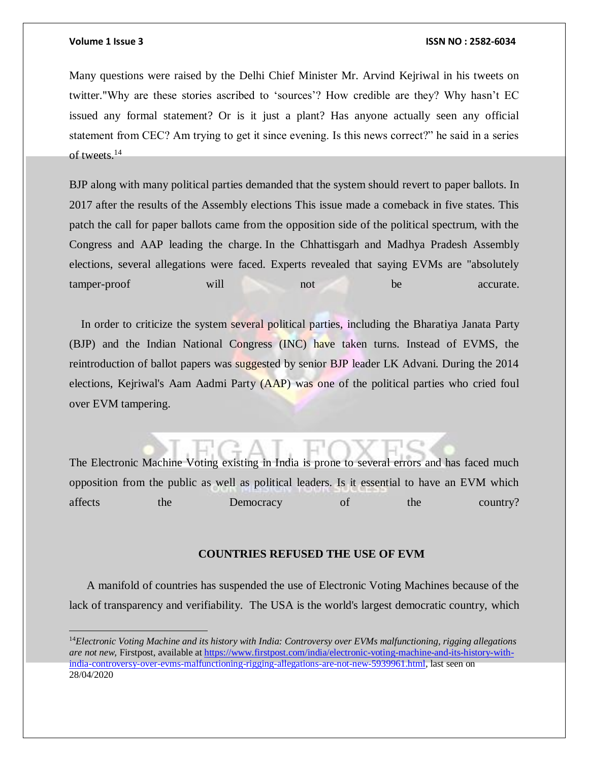Many questions were raised by the Delhi Chief Minister Mr. Arvind Kejriwal in his tweets on twitter."Why are these stories ascribed to 'sources'? How credible are they? Why hasn't EC issued any formal statement? Or is it just a plant? Has anyone actually seen any official statement from CEC? Am trying to get it since evening. Is this news correct?" he said in a series of tweets.[14]

BJP along with many political parties demanded that the system should revert to paper ballots. In 2017 after the results of the Assembly elections This issue made a comeback in five states. This patch the call for paper ballots came from the opposition side of the political spectrum, with the Congress and AAP leading the charge. In the Chhattisgarh and Madhya Pradesh Assembly elections, several allegations were faced. Experts revealed that saying EVMs are "absolutely tamper-proof will not be accurate.

In order to criticize the system several political parties, including the Bharatiya Janata Party (BJP) and the Indian National Congress (INC) have taken turns. Instead of EVMS, the reintroduction of ballot papers was suggested by senior BJP leader LK Advani. During the 2014 elections, Kejriwal's Aam Aadmi Party (AAP) was one of the political parties who cried foul over EVM tampering.

The Electronic Machine Voting existing in India is prone to several errors and has faced much opposition from the public as well as political leaders. Is it essential to have an EVM which affects the Democracy of the country?

### COUNTRIES REFUSED THE USE OF EVM

A manifold of countries has suspended the use of Electronic Voting Machines because of the lack of transparency and verifiability. The USA is the world's largest democratic country, which

---

[14] *Electronic Voting Machine and its history with India: Controversy over EVMs malfunctioning, rigging allegations are not new,* Firstpost, available at https://www.firstpost.com/india/electronic-voting-machine-and-its-history-with-india-controversy-over-evms-malfunctioning-rigging-allegations-are-not-new-5939961.html, last seen on 28/04/2020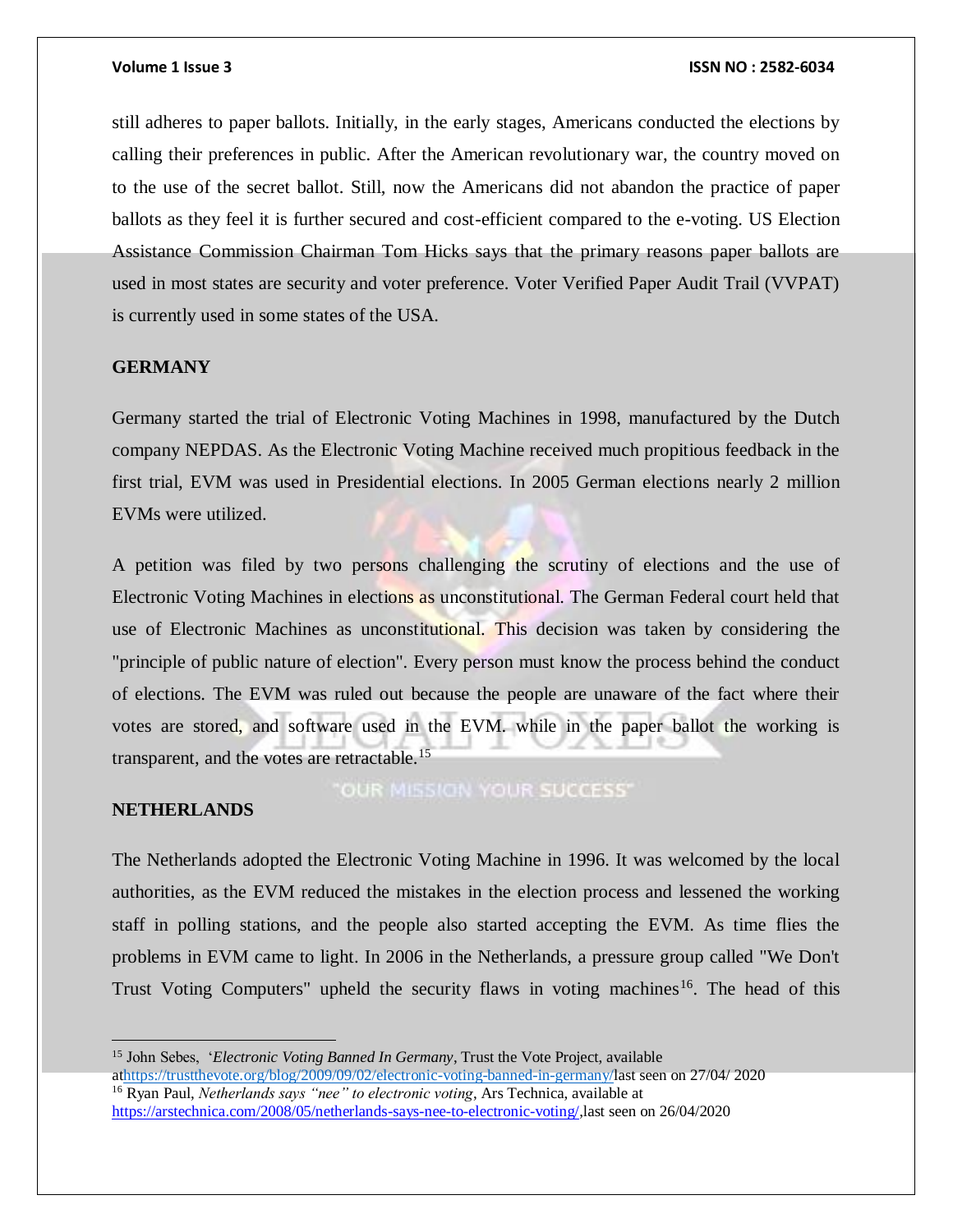still adheres to paper ballots. Initially, in the early stages, Americans conducted the elections by calling their preferences in public. After the American revolutionary war, the country moved on to the use of the secret ballot. Still, now the Americans did not abandon the practice of paper ballots as they feel it is further secured and cost-efficient compared to the e-voting. US Election Assistance Commission Chairman Tom Hicks says that the primary reasons paper ballots are used in most states are security and voter preference. Voter Verified Paper Audit Trail (VVPAT) is currently used in some states of the USA.

## GERMANY

Germany started the trial of Electronic Voting Machines in 1998, manufactured by the Dutch company NEPDAS. As the Electronic Voting Machine received much propitious feedback in the first trial, EVM was used in Presidential elections. In 2005 German elections nearly 2 million EVMs were utilized.

A petition was filed by two persons challenging the scrutiny of elections and the use of Electronic Voting Machines in elections as unconstitutional. The German Federal court held that use of Electronic Machines as unconstitutional. This decision was taken by considering the "principle of public nature of election". Every person must know the process behind the conduct of elections. The EVM was ruled out because the people are unaware of the fact where their votes are stored, and software used in the EVM. while in the paper ballot the working is transparent, and the votes are retractable.[15]

## NETHERLANDS

The Netherlands adopted the Electronic Voting Machine in 1996. It was welcomed by the local authorities, as the EVM reduced the mistakes in the election process and lessened the working staff in polling stations, and the people also started accepting the EVM. As time flies the problems in EVM came to light. In 2006 in the Netherlands, a pressure group called "We Don't Trust Voting Computers" upheld the security flaws in voting machines[16]. The head of this

---

[15] John Sebes, '*Electronic Voting Banned In Germany*, Trust the Vote Project, available athttps://trustthevote.org/blog/2009/09/02/electronic-voting-banned-in-germany/last seen on 27/04/ 2020

[16] Ryan Paul, *Netherlands says "nee" to electronic voting*, Ars Technica, available at https://arstechnica.com/2008/05/netherlands-says-nee-to-electronic-voting/,last seen on 26/04/2020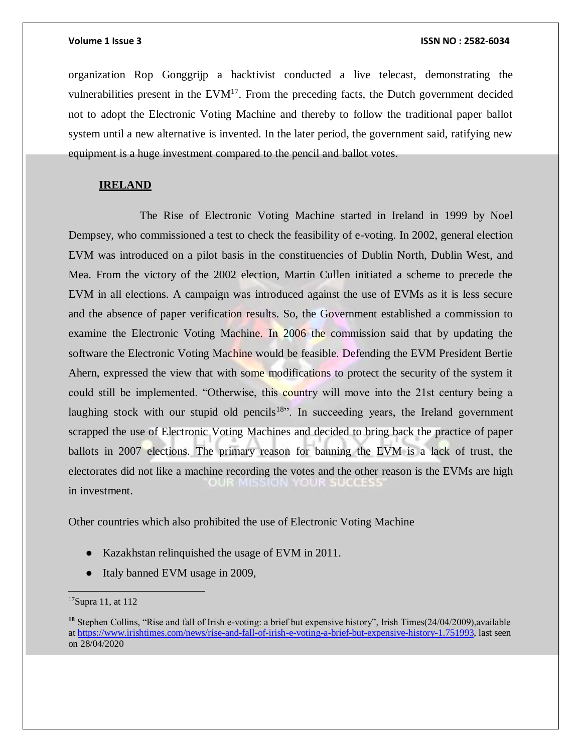organization Rop Gonggrijp a hacktivist conducted a live telecast, demonstrating the vulnerabilities present in the EVM[17]. From the preceding facts, the Dutch government decided not to adopt the Electronic Voting Machine and thereby to follow the traditional paper ballot system until a new alternative is invented. In the later period, the government said, ratifying new equipment is a huge investment compared to the pencil and ballot votes.

## IRELAND

The Rise of Electronic Voting Machine started in Ireland in 1999 by Noel Dempsey, who commissioned a test to check the feasibility of e-voting. In 2002, general election EVM was introduced on a pilot basis in the constituencies of Dublin North, Dublin West, and Mea. From the victory of the 2002 election, Martin Cullen initiated a scheme to precede the EVM in all elections. A campaign was introduced against the use of EVMs as it is less secure and the absence of paper verification results. So, the Government established a commission to examine the Electronic Voting Machine. In 2006 the commission said that by updating the software the Electronic Voting Machine would be feasible. Defending the EVM President Bertie Ahern, expressed the view that with some modifications to protect the security of the system it could still be implemented. "Otherwise, this country will move into the 21st century being a laughing stock with our stupid old pencils[18]". In succeeding years, the Ireland government scrapped the use of Electronic Voting Machines and decided to bring back the practice of paper ballots in 2007 elections. The primary reason for banning the EVM is a lack of trust, the electorates did not like a machine recording the votes and the other reason is the EVMs are high in investment.

Other countries which also prohibited the use of Electronic Voting Machine

- Kazakhstan relinquished the usage of EVM in 2011.
- Italy banned EVM usage in 2009,

---

[17] Supra 11, at 112

[18] Stephen Collins, "Rise and fall of Irish e-voting: a brief but expensive history", Irish Times(24/04/2009), available at https://www.irishtimes.com/news/rise-and-fall-of-irish-e-voting-a-brief-but-expensive-history-1.751993, last seen on 28/04/2020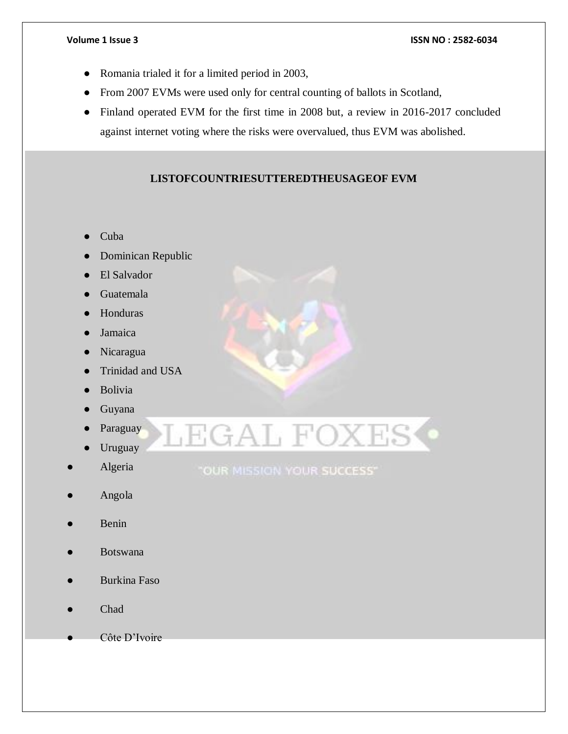- Romania trialed it for a limited period in 2003,
- From 2007 EVMs were used only for central counting of ballots in Scotland,
- Finland operated EVM for the first time in 2008 but, a review in 2016-2017 concluded against internet voting where the risks were overvalued, thus EVM was abolished.

**LISTOFCOUNTRIESUTTEREDTHEUSAGEOF EVM**

- Cuba
- Dominican Republic
- El Salvador
- Guatemala
- Honduras
- Jamaica
- Nicaragua
- Trinidad and USA
- Bolivia
- Guyana
- Paraguay
- Uruguay
- Algeria
- Angola
- Benin
- Botswana
- Burkina Faso
- Chad
- Côte D'Ivoire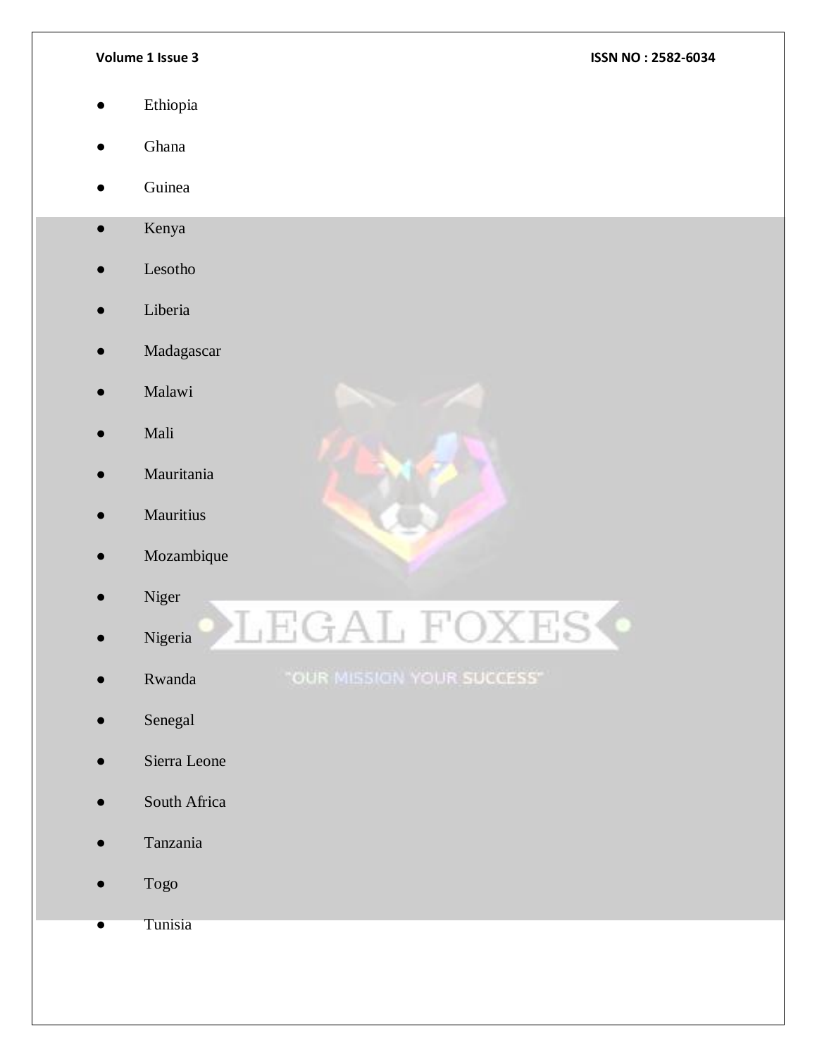- Ethiopia
- Ghana
- Guinea
- Kenya
- Lesotho
- Liberia
- Madagascar
- Malawi
- Mali
- Mauritania
- Mauritius
- Mozambique
- Niger
- Nigeria
- Rwanda
- Senegal
- Sierra Leone
- South Africa
- Tanzania
- Togo
- Tunisia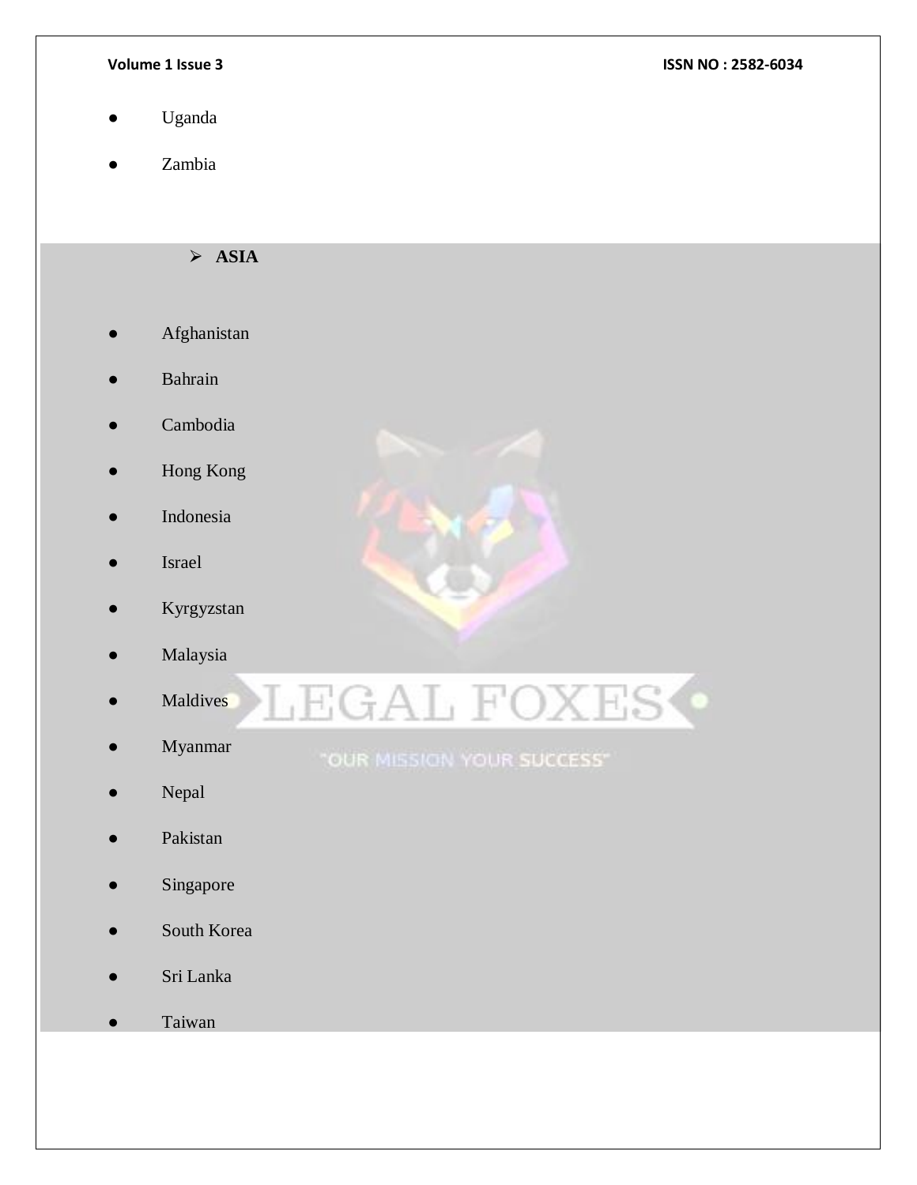- Uganda
- Zambia

- **ASIA**

- Afghanistan
- Bahrain
- Cambodia
- Hong Kong
- Indonesia
- Israel
- Kyrgyzstan
- Malaysia
- Maldives
- Myanmar
- Nepal
- Pakistan
- Singapore
- South Korea
- Sri Lanka
- Taiwan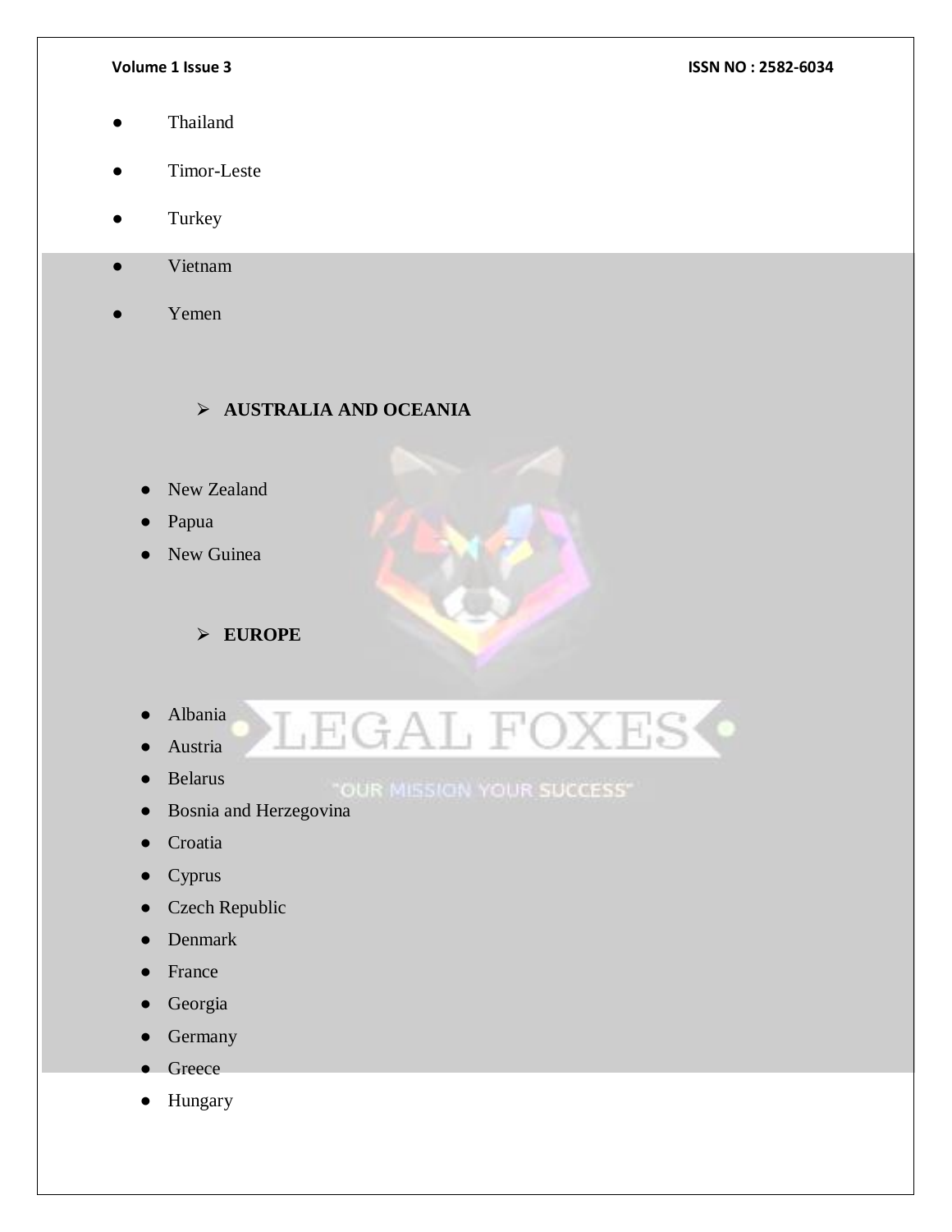- Thailand
- Timor-Leste
- Turkey
- Vietnam
- Yemen

- **AUSTRALIA AND OCEANIA**

- New Zealand
- Papua
- New Guinea

- **EUROPE**

- Albania
- Austria
- Belarus
- Bosnia and Herzegovina
- Croatia
- Cyprus
- Czech Republic
- Denmark
- France
- Georgia
- Germany
- Greece
- Hungary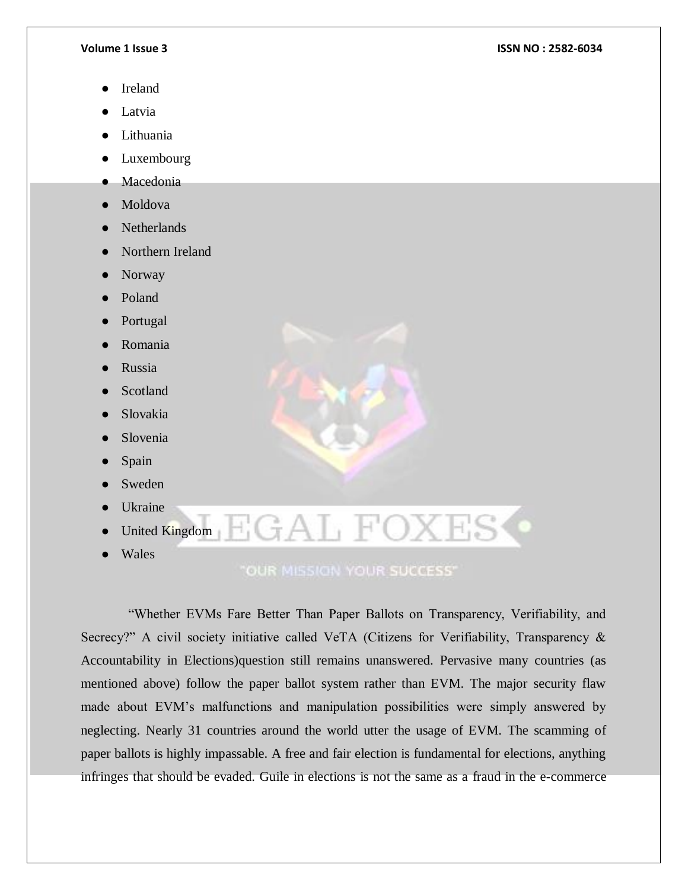- Ireland
- Latvia
- Lithuania
- Luxembourg
- Macedonia
- Moldova
- Netherlands
- Northern Ireland
- Norway
- Poland
- Portugal
- Romania
- Russia
- Scotland
- Slovakia
- Slovenia
- Spain
- Sweden
- Ukraine
- United Kingdom
- Wales

"Whether EVMs Fare Better Than Paper Ballots on Transparency, Verifiability, and Secrecy?" A civil society initiative called VeTA (Citizens for Verifiability, Transparency & Accountability in Elections)question still remains unanswered. Pervasive many countries (as mentioned above) follow the paper ballot system rather than EVM. The major security flaw made about EVM's malfunctions and manipulation possibilities were simply answered by neglecting. Nearly 31 countries around the world utter the usage of EVM. The scamming of paper ballots is highly impassable. A free and fair election is fundamental for elections, anything infringes that should be evaded. Guile in elections is not the same as a fraud in the e-commerce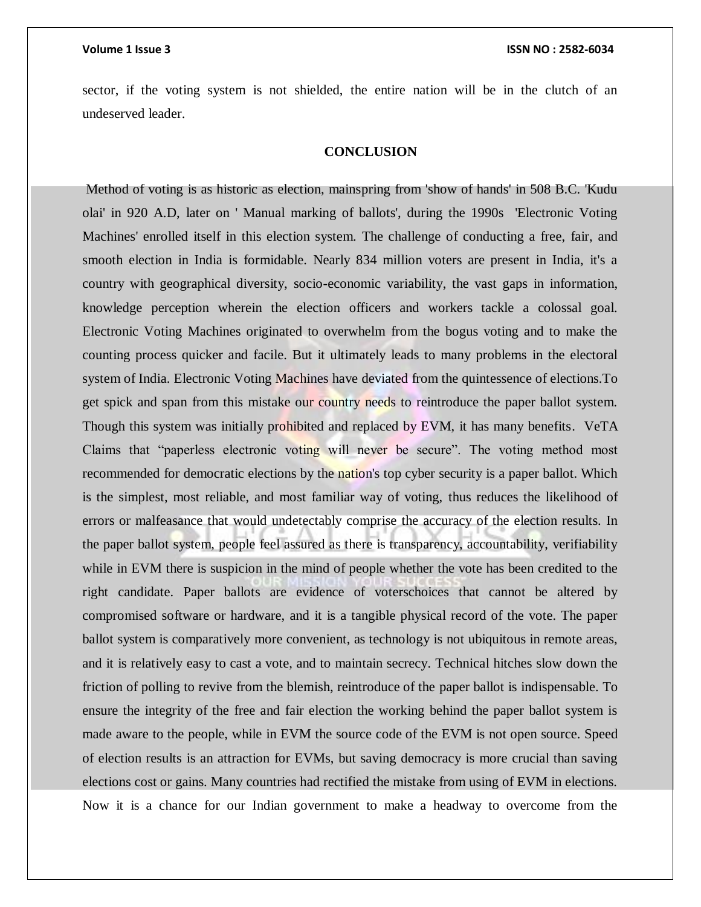sector, if the voting system is not shielded, the entire nation will be in the clutch of an undeserved leader.

## CONCLUSION

Method of voting is as historic as election, mainspring from 'show of hands' in 508 B.C. 'Kudu olai' in 920 A.D, later on ' Manual marking of ballots', during the 1990s 'Electronic Voting Machines' enrolled itself in this election system. The challenge of conducting a free, fair, and smooth election in India is formidable. Nearly 834 million voters are present in India, it's a country with geographical diversity, socio-economic variability, the vast gaps in information, knowledge perception wherein the election officers and workers tackle a colossal goal. Electronic Voting Machines originated to overwhelm from the bogus voting and to make the counting process quicker and facile. But it ultimately leads to many problems in the electoral system of India. Electronic Voting Machines have deviated from the quintessence of elections.To get spick and span from this mistake our country needs to reintroduce the paper ballot system. Though this system was initially prohibited and replaced by EVM, it has many benefits. VeTA Claims that "paperless electronic voting will never be secure". The voting method most recommended for democratic elections by the nation's top cyber security is a paper ballot. Which is the simplest, most reliable, and most familiar way of voting, thus reduces the likelihood of errors or malfeasance that would undetectably comprise the accuracy of the election results. In the paper ballot system, people feel assured as there is transparency, accountability, verifiability while in EVM there is suspicion in the mind of people whether the vote has been credited to the right candidate. Paper ballots are evidence of voterschoices that cannot be altered by compromised software or hardware, and it is a tangible physical record of the vote. The paper ballot system is comparatively more convenient, as technology is not ubiquitous in remote areas, and it is relatively easy to cast a vote, and to maintain secrecy. Technical hitches slow down the friction of polling to revive from the blemish, reintroduce of the paper ballot is indispensable. To ensure the integrity of the free and fair election the working behind the paper ballot system is made aware to the people, while in EVM the source code of the EVM is not open source. Speed of election results is an attraction for EVMs, but saving democracy is more crucial than saving elections cost or gains. Many countries had rectified the mistake from using of EVM in elections. Now it is a chance for our Indian government to make a headway to overcome from the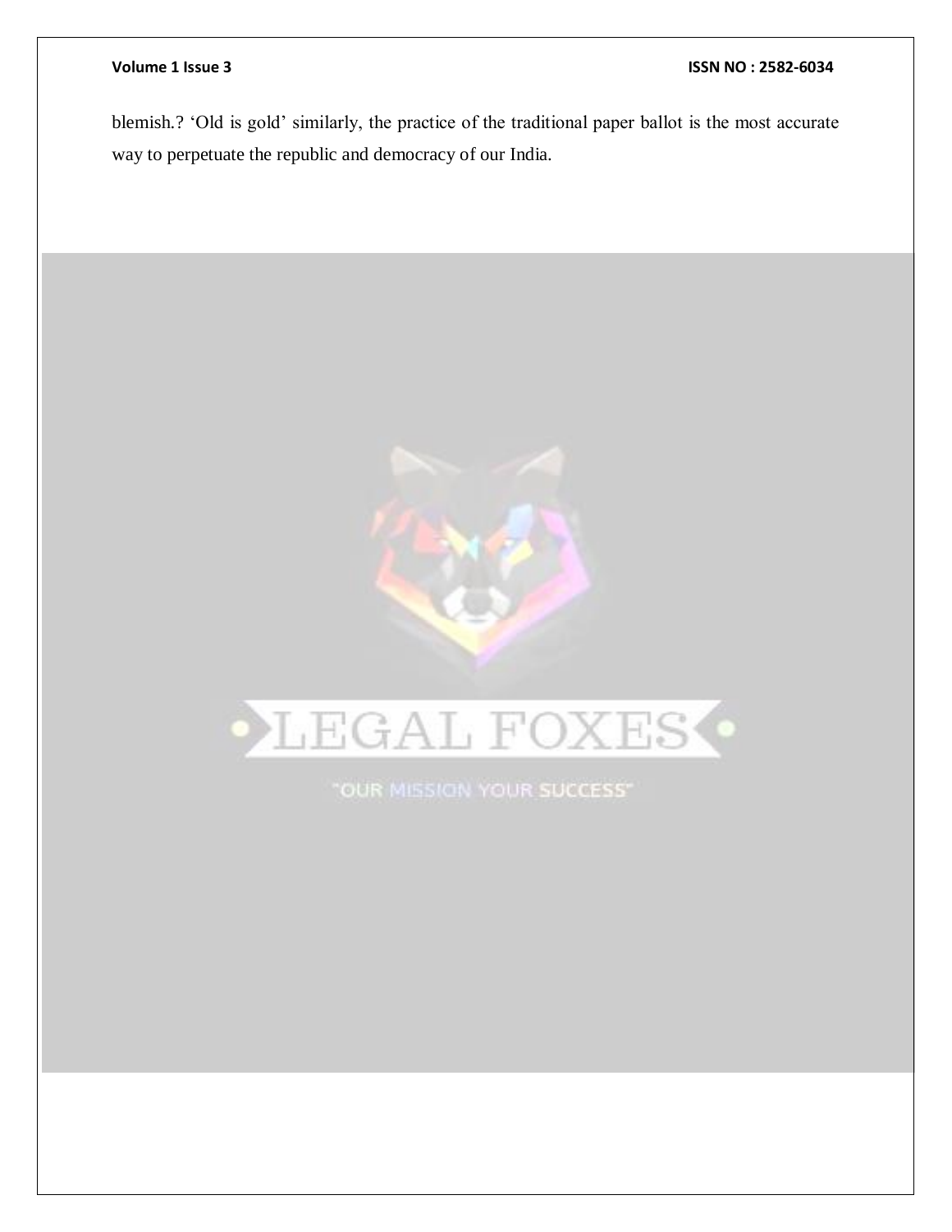blemish.? ‘Old is gold’ similarly, the practice of the traditional paper ballot is the most accurate way to perpetuate the republic and democracy of our India.